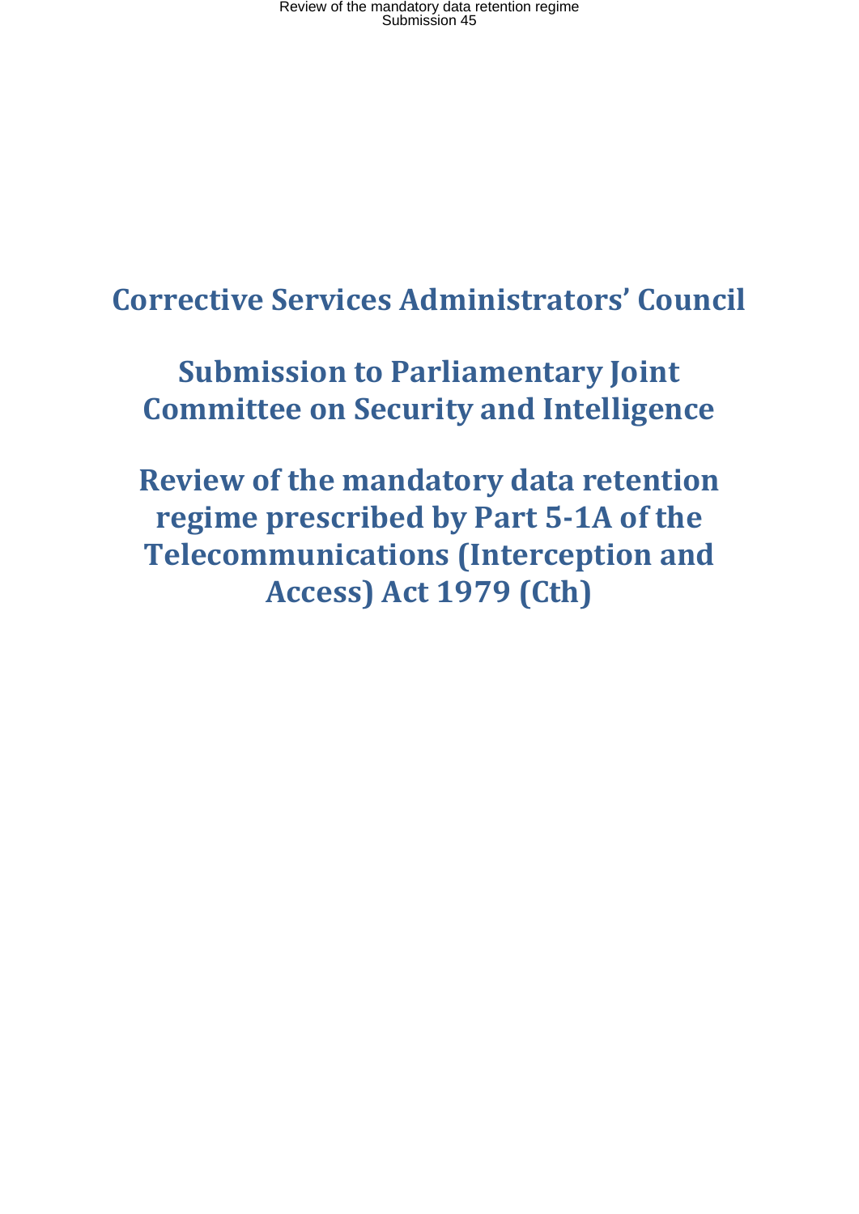# Corrective Services Administrators' Council

# Submission to Parliamentary Joint Committee on Security and Intelligence

# Review of the mandatory data retention regime prescribed by Part 5-1A of the Telecommunications (Interception and Access) Act 1979 (Cth)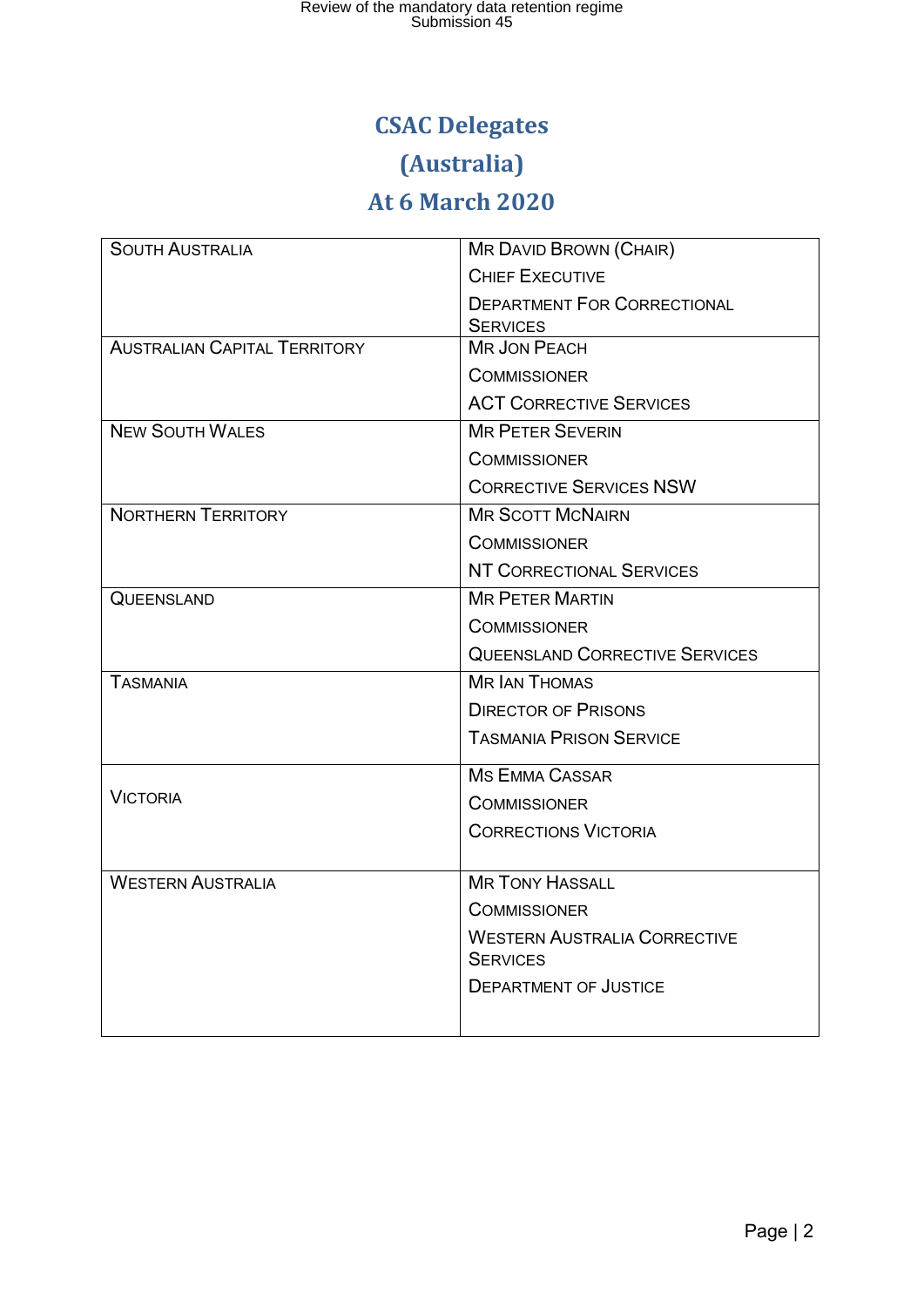# CSAC Delegates (Australia) At 6 March 2020

| | |
|---|---|
| SOUTH AUSTRALIA | MR DAVID BROWN (CHAIR)<br>CHIEF EXECUTIVE<br>DEPARTMENT FOR CORRECTIONAL SERVICES |
| AUSTRALIAN CAPITAL TERRITORY | MR JON PEACH<br>COMMISSIONER<br>ACT CORRECTIVE SERVICES |
| NEW SOUTH WALES | MR PETER SEVERIN<br>COMMISSIONER<br>CORRECTIVE SERVICES NSW |
| NORTHERN TERRITORY | MR SCOTT MCNAIRN<br>COMMISSIONER<br>NT CORRECTIONAL SERVICES |
| QUEENSLAND | MR PETER MARTIN<br>COMMISSIONER<br>QUEENSLAND CORRECTIVE SERVICES |
| TASMANIA | MR IAN THOMAS<br>DIRECTOR OF PRISONS<br>TASMANIA PRISON SERVICE |
| VICTORIA | MS EMMA CASSAR<br>COMMISSIONER<br>CORRECTIONS VICTORIA |
| WESTERN AUSTRALIA | MR TONY HASSALL<br>COMMISSIONER<br>WESTERN AUSTRALIA CORRECTIVE SERVICES<br>DEPARTMENT OF JUSTICE |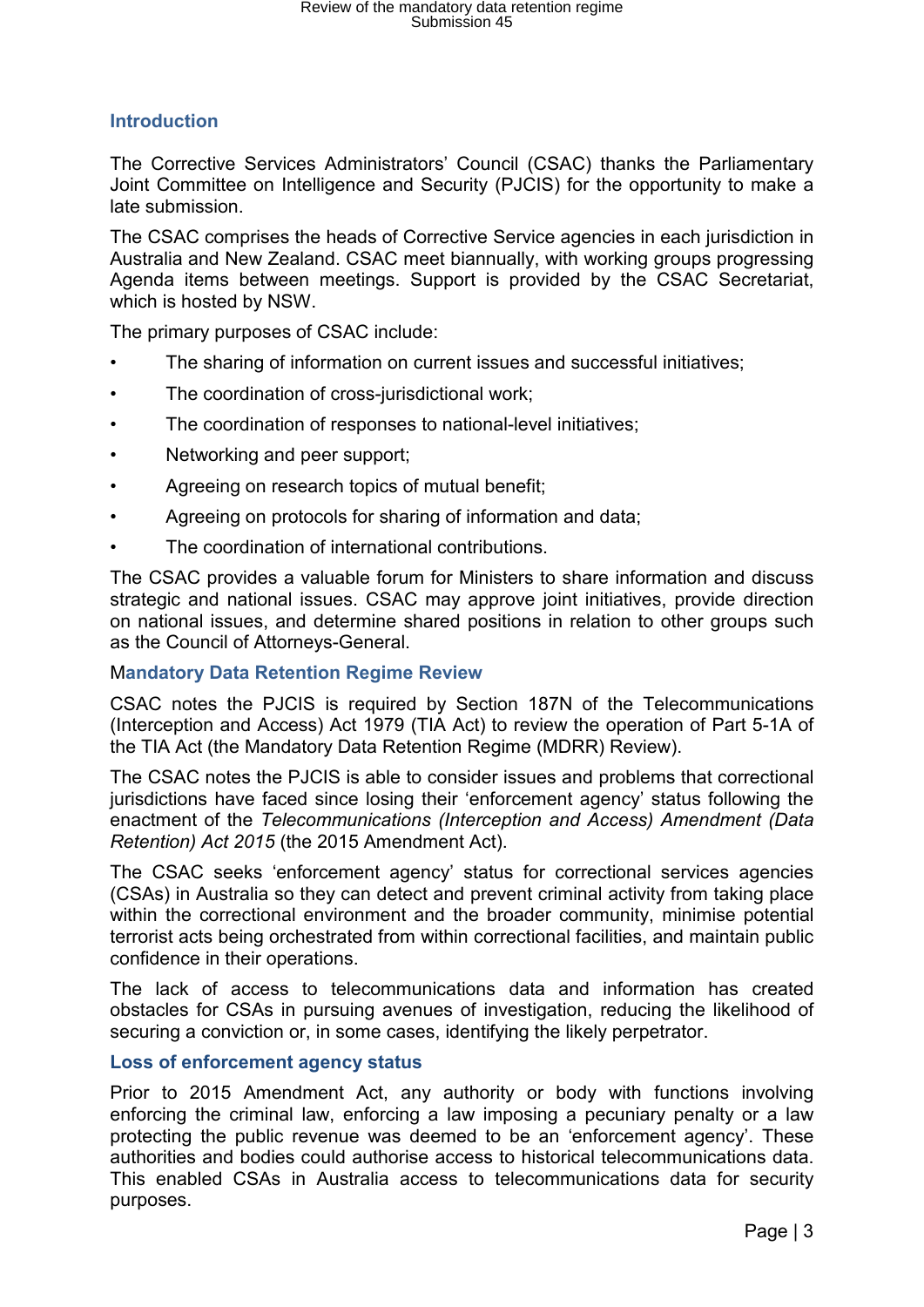## Introduction

The Corrective Services Administrators' Council (CSAC) thanks the Parliamentary Joint Committee on Intelligence and Security (PJCIS) for the opportunity to make a late submission.

The CSAC comprises the heads of Corrective Service agencies in each jurisdiction in Australia and New Zealand. CSAC meet biannually, with working groups progressing Agenda items between meetings. Support is provided by the CSAC Secretariat, which is hosted by NSW.

The primary purposes of CSAC include:

- The sharing of information on current issues and successful initiatives;
- The coordination of cross-jurisdictional work;
- The coordination of responses to national-level initiatives;
- Networking and peer support;
- Agreeing on research topics of mutual benefit;
- Agreeing on protocols for sharing of information and data;
- The coordination of international contributions.

The CSAC provides a valuable forum for Ministers to share information and discuss strategic and national issues. CSAC may approve joint initiatives, provide direction on national issues, and determine shared positions in relation to other groups such as the Council of Attorneys-General.

## Mandatory Data Retention Regime Review

CSAC notes the PJCIS is required by Section 187N of the Telecommunications (Interception and Access) Act 1979 (TIA Act) to review the operation of Part 5-1A of the TIA Act (the Mandatory Data Retention Regime (MDRR) Review).

The CSAC notes the PJCIS is able to consider issues and problems that correctional jurisdictions have faced since losing their 'enforcement agency' status following the enactment of the *Telecommunications (Interception and Access) Amendment (Data Retention) Act 2015* (the 2015 Amendment Act).

The CSAC seeks 'enforcement agency' status for correctional services agencies (CSAs) in Australia so they can detect and prevent criminal activity from taking place within the correctional environment and the broader community, minimise potential terrorist acts being orchestrated from within correctional facilities, and maintain public confidence in their operations.

The lack of access to telecommunications data and information has created obstacles for CSAs in pursuing avenues of investigation, reducing the likelihood of securing a conviction or, in some cases, identifying the likely perpetrator.

## Loss of enforcement agency status

Prior to 2015 Amendment Act, any authority or body with functions involving enforcing the criminal law, enforcing a law imposing a pecuniary penalty or a law protecting the public revenue was deemed to be an 'enforcement agency'. These authorities and bodies could authorise access to historical telecommunications data. This enabled CSAs in Australia access to telecommunications data for security purposes.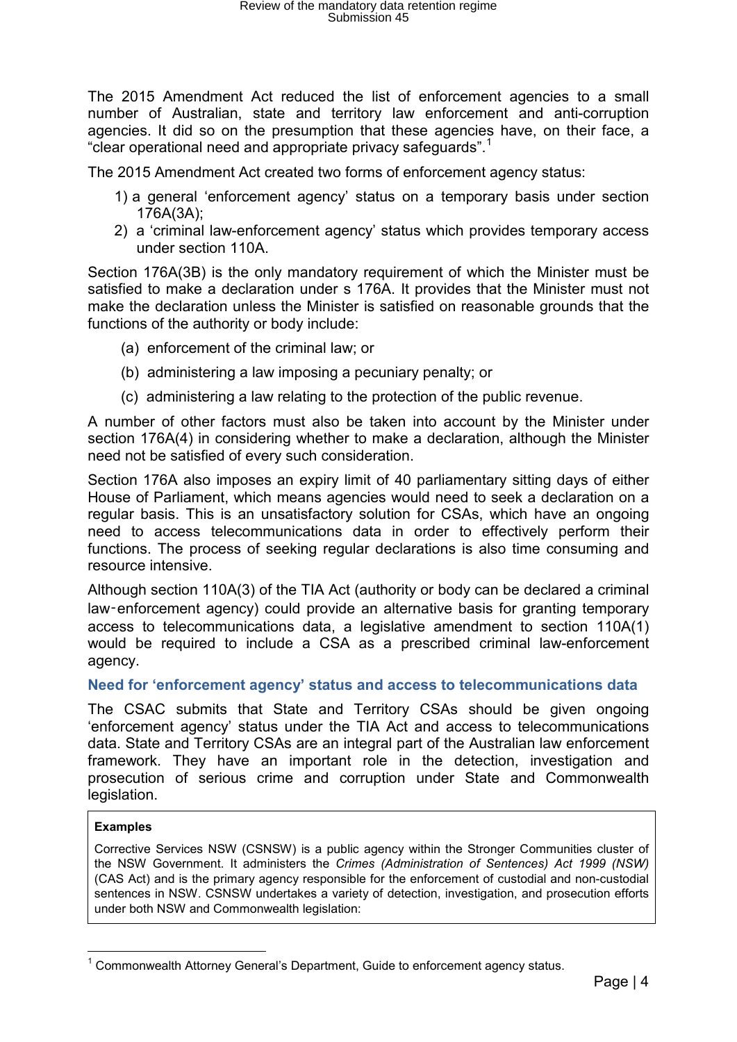The 2015 Amendment Act reduced the list of enforcement agencies to a small number of Australian, state and territory law enforcement and anti-corruption agencies. It did so on the presumption that these agencies have, on their face, a "clear operational need and appropriate privacy safeguards".[1]

The 2015 Amendment Act created two forms of enforcement agency status:

1) a general 'enforcement agency' status on a temporary basis under section 176A(3A);
2) a 'criminal law-enforcement agency' status which provides temporary access under section 110A.

Section 176A(3B) is the only mandatory requirement of which the Minister must be satisfied to make a declaration under s 176A. It provides that the Minister must not make the declaration unless the Minister is satisfied on reasonable grounds that the functions of the authority or body include:

(a) enforcement of the criminal law; or

(b) administering a law imposing a pecuniary penalty; or

(c) administering a law relating to the protection of the public revenue.

A number of other factors must also be taken into account by the Minister under section 176A(4) in considering whether to make a declaration, although the Minister need not be satisfied of every such consideration.

Section 176A also imposes an expiry limit of 40 parliamentary sitting days of either House of Parliament, which means agencies would need to seek a declaration on a regular basis. This is an unsatisfactory solution for CSAs, which have an ongoing need to access telecommunications data in order to effectively perform their functions. The process of seeking regular declarations is also time consuming and resource intensive.

Although section 110A(3) of the TIA Act (authority or body can be declared a criminal law‑enforcement agency) could provide an alternative basis for granting temporary access to telecommunications data, a legislative amendment to section 110A(1) would be required to include a CSA as a prescribed criminal law-enforcement agency.

### Need for 'enforcement agency' status and access to telecommunications data

The CSAC submits that State and Territory CSAs should be given ongoing 'enforcement agency' status under the TIA Act and access to telecommunications data. State and Territory CSAs are an integral part of the Australian law enforcement framework. They have an important role in the detection, investigation and prosecution of serious crime and corruption under State and Commonwealth legislation.

**Examples**

Corrective Services NSW (CSNSW) is a public agency within the Stronger Communities cluster of the NSW Government. It administers the *Crimes (Administration of Sentences) Act 1999 (NSW)* (CAS Act) and is the primary agency responsible for the enforcement of custodial and non-custodial sentences in NSW. CSNSW undertakes a variety of detection, investigation, and prosecution efforts under both NSW and Commonwealth legislation:

[1] Commonwealth Attorney General's Department, Guide to enforcement agency status.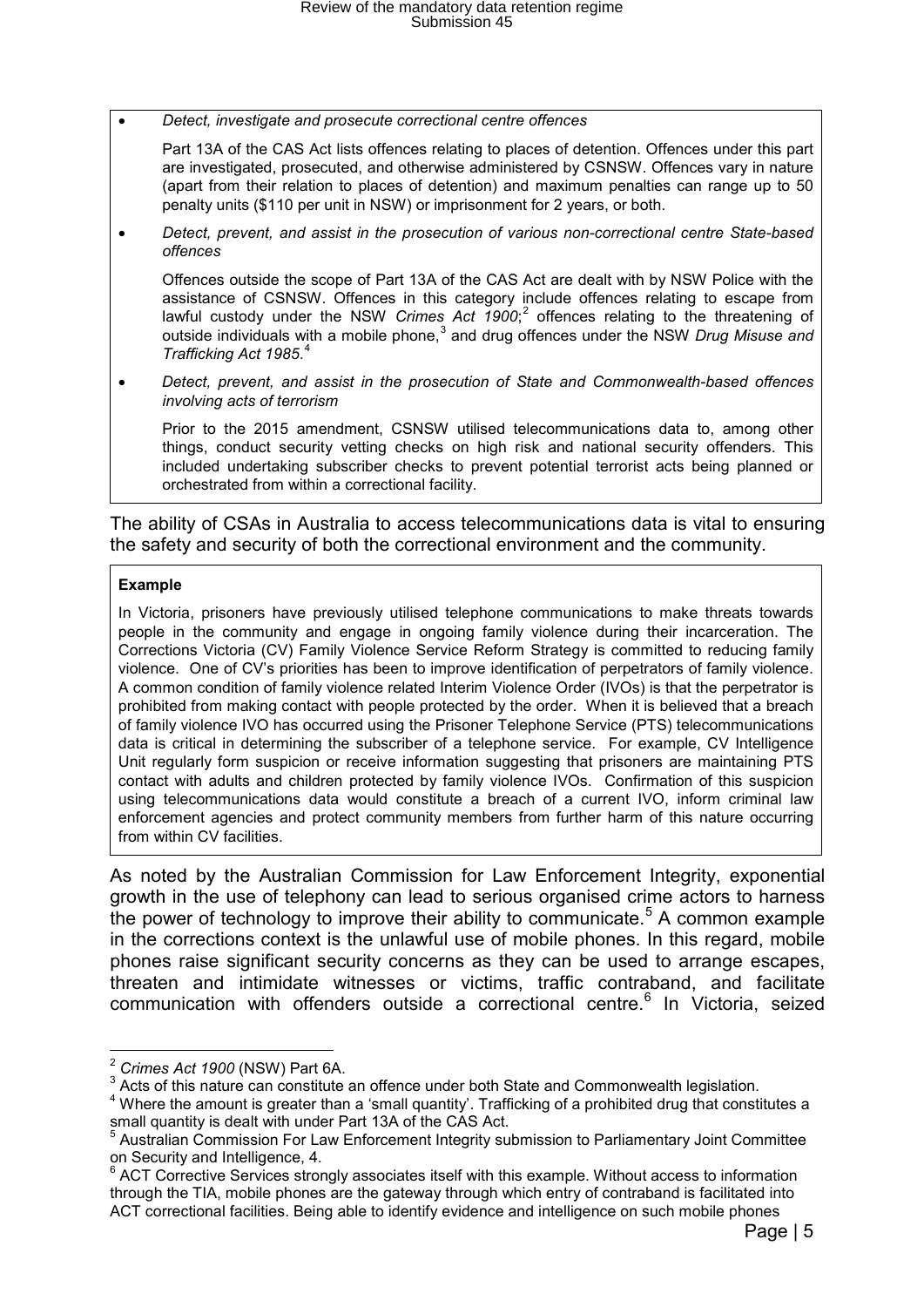- *Detect, investigate and prosecute correctional centre offences*

  Part 13A of the CAS Act lists offences relating to places of detention. Offences under this part are investigated, prosecuted, and otherwise administered by CSNSW. Offences vary in nature (apart from their relation to places of detention) and maximum penalties can range up to 50 penalty units ($110 per unit in NSW) or imprisonment for 2 years, or both.

- *Detect, prevent, and assist in the prosecution of various non-correctional centre State-based offences*

  Offences outside the scope of Part 13A of the CAS Act are dealt with by NSW Police with the assistance of CSNSW. Offences in this category include offences relating to escape from lawful custody under the NSW *Crimes Act 1900*;[2] offences relating to the threatening of outside individuals with a mobile phone,[3] and drug offences under the NSW *Drug Misuse and Trafficking Act 1985*.[4]

- *Detect, prevent, and assist in the prosecution of State and Commonwealth-based offences involving acts of terrorism*

  Prior to the 2015 amendment, CSNSW utilised telecommunications data to, among other things, conduct security vetting checks on high risk and national security offenders. This included undertaking subscriber checks to prevent potential terrorist acts being planned or orchestrated from within a correctional facility.

The ability of CSAs in Australia to access telecommunications data is vital to ensuring the safety and security of both the correctional environment and the community.

**Example**

In Victoria, prisoners have previously utilised telephone communications to make threats towards people in the community and engage in ongoing family violence during their incarceration. The Corrections Victoria (CV) Family Violence Service Reform Strategy is committed to reducing family violence. One of CV's priorities has been to improve identification of perpetrators of family violence. A common condition of family violence related Interim Violence Order (IVOs) is that the perpetrator is prohibited from making contact with people protected by the order. When it is believed that a breach of family violence IVO has occurred using the Prisoner Telephone Service (PTS) telecommunications data is critical in determining the subscriber of a telephone service. For example, CV Intelligence Unit regularly form suspicion or receive information suggesting that prisoners are maintaining PTS contact with adults and children protected by family violence IVOs. Confirmation of this suspicion using telecommunications data would constitute a breach of a current IVO, inform criminal law enforcement agencies and protect community members from further harm of this nature occurring from within CV facilities.

As noted by the Australian Commission for Law Enforcement Integrity, exponential growth in the use of telephony can lead to serious organised crime actors to harness the power of technology to improve their ability to communicate.[5] A common example in the corrections context is the unlawful use of mobile phones. In this regard, mobile phones raise significant security concerns as they can be used to arrange escapes, threaten and intimidate witnesses or victims, traffic contraband, and facilitate communication with offenders outside a correctional centre.[6] In Victoria, seized

---

[2] *Crimes Act 1900* (NSW) Part 6A.

[3] Acts of this nature can constitute an offence under both State and Commonwealth legislation.

[4] Where the amount is greater than a 'small quantity'. Trafficking of a prohibited drug that constitutes a small quantity is dealt with under Part 13A of the CAS Act.

[5] Australian Commission For Law Enforcement Integrity submission to Parliamentary Joint Committee on Security and Intelligence, 4.

[6] ACT Corrective Services strongly associates itself with this example. Without access to information through the TIA, mobile phones are the gateway through which entry of contraband is facilitated into ACT correctional facilities. Being able to identify evidence and intelligence on such mobile phones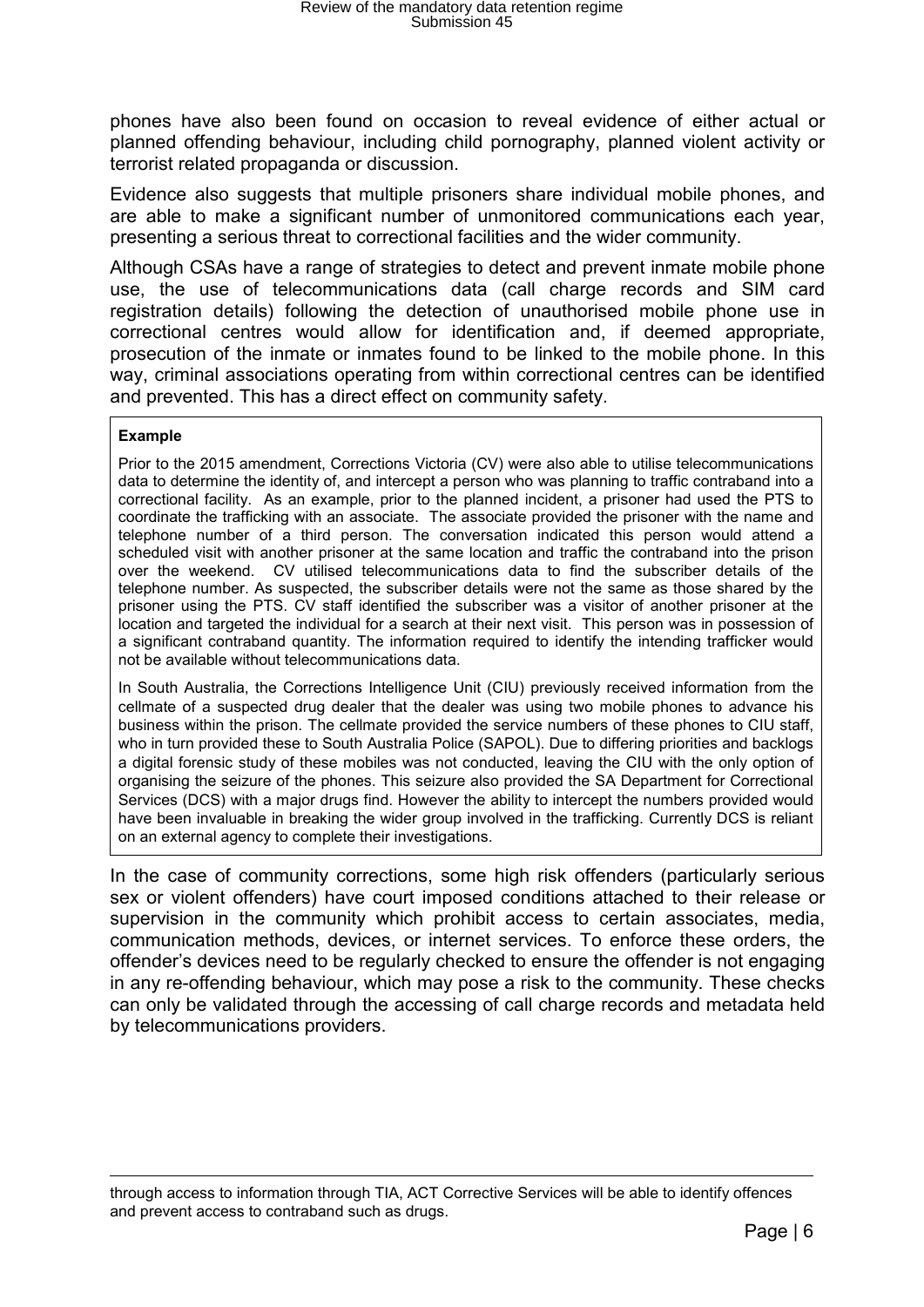phones have also been found on occasion to reveal evidence of either actual or planned offending behaviour, including child pornography, planned violent activity or terrorist related propaganda or discussion.

Evidence also suggests that multiple prisoners share individual mobile phones, and are able to make a significant number of unmonitored communications each year, presenting a serious threat to correctional facilities and the wider community.

Although CSAs have a range of strategies to detect and prevent inmate mobile phone use, the use of telecommunications data (call charge records and SIM card registration details) following the detection of unauthorised mobile phone use in correctional centres would allow for identification and, if deemed appropriate, prosecution of the inmate or inmates found to be linked to the mobile phone. In this way, criminal associations operating from within correctional centres can be identified and prevented. This has a direct effect on community safety.

> **Example**
>
> Prior to the 2015 amendment, Corrections Victoria (CV) were also able to utilise telecommunications data to determine the identity of, and intercept a person who was planning to traffic contraband into a correctional facility. As an example, prior to the planned incident, a prisoner had used the PTS to coordinate the trafficking with an associate. The associate provided the prisoner with the name and telephone number of a third person. The conversation indicated this person would attend a scheduled visit with another prisoner at the same location and traffic the contraband into the prison over the weekend. CV utilised telecommunications data to find the subscriber details of the telephone number. As suspected, the subscriber details were not the same as those shared by the prisoner using the PTS. CV staff identified the subscriber was a visitor of another prisoner at the location and targeted the individual for a search at their next visit. This person was in possession of a significant contraband quantity. The information required to identify the intending trafficker would not be available without telecommunications data.
>
> In South Australia, the Corrections Intelligence Unit (CIU) previously received information from the cellmate of a suspected drug dealer that the dealer was using two mobile phones to advance his business within the prison. The cellmate provided the service numbers of these phones to CIU staff, who in turn provided these to South Australia Police (SAPOL). Due to differing priorities and backlogs a digital forensic study of these mobiles was not conducted, leaving the CIU with the only option of organising the seizure of the phones. This seizure also provided the SA Department for Correctional Services (DCS) with a major drugs find. However the ability to intercept the numbers provided would have been invaluable in breaking the wider group involved in the trafficking. Currently DCS is reliant on an external agency to complete their investigations.

In the case of community corrections, some high risk offenders (particularly serious sex or violent offenders) have court imposed conditions attached to their release or supervision in the community which prohibit access to certain associates, media, communication methods, devices, or internet services. To enforce these orders, the offender's devices need to be regularly checked to ensure the offender is not engaging in any re-offending behaviour, which may pose a risk to the community. These checks can only be validated through the accessing of call charge records and metadata held by telecommunications providers.

---

through access to information through TIA, ACT Corrective Services will be able to identify offences and prevent access to contraband such as drugs.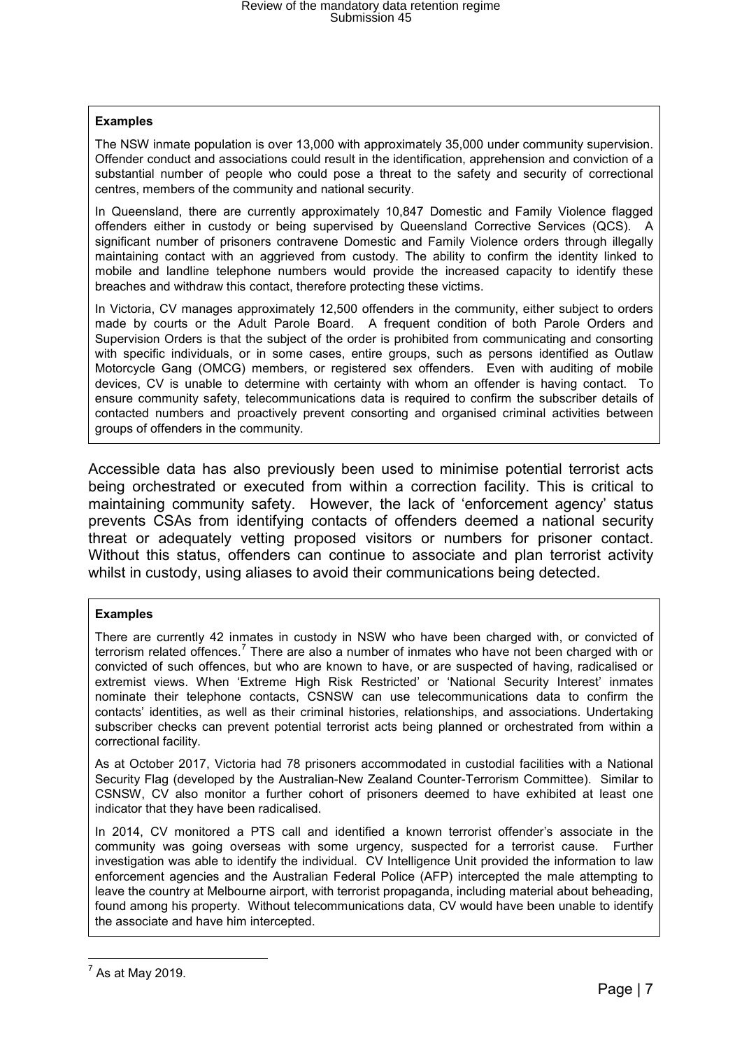**Examples**

The NSW inmate population is over 13,000 with approximately 35,000 under community supervision. Offender conduct and associations could result in the identification, apprehension and conviction of a substantial number of people who could pose a threat to the safety and security of correctional centres, members of the community and national security.

In Queensland, there are currently approximately 10,847 Domestic and Family Violence flagged offenders either in custody or being supervised by Queensland Corrective Services (QCS). A significant number of prisoners contravene Domestic and Family Violence orders through illegally maintaining contact with an aggrieved from custody. The ability to confirm the identity linked to mobile and landline telephone numbers would provide the increased capacity to identify these breaches and withdraw this contact, therefore protecting these victims.

In Victoria, CV manages approximately 12,500 offenders in the community, either subject to orders made by courts or the Adult Parole Board. A frequent condition of both Parole Orders and Supervision Orders is that the subject of the order is prohibited from communicating and consorting with specific individuals, or in some cases, entire groups, such as persons identified as Outlaw Motorcycle Gang (OMCG) members, or registered sex offenders. Even with auditing of mobile devices, CV is unable to determine with certainty with whom an offender is having contact. To ensure community safety, telecommunications data is required to confirm the subscriber details of contacted numbers and proactively prevent consorting and organised criminal activities between groups of offenders in the community.

Accessible data has also previously been used to minimise potential terrorist acts being orchestrated or executed from within a correction facility. This is critical to maintaining community safety. However, the lack of 'enforcement agency' status prevents CSAs from identifying contacts of offenders deemed a national security threat or adequately vetting proposed visitors or numbers for prisoner contact. Without this status, offenders can continue to associate and plan terrorist activity whilst in custody, using aliases to avoid their communications being detected.

**Examples**

There are currently 42 inmates in custody in NSW who have been charged with, or convicted of terrorism related offences.[7] There are also a number of inmates who have not been charged with or convicted of such offences, but who are known to have, or are suspected of having, radicalised or extremist views. When 'Extreme High Risk Restricted' or 'National Security Interest' inmates nominate their telephone contacts, CSNSW can use telecommunications data to confirm the contacts' identities, as well as their criminal histories, relationships, and associations. Undertaking subscriber checks can prevent potential terrorist acts being planned or orchestrated from within a correctional facility.

As at October 2017, Victoria had 78 prisoners accommodated in custodial facilities with a National Security Flag (developed by the Australian-New Zealand Counter-Terrorism Committee). Similar to CSNSW, CV also monitor a further cohort of prisoners deemed to have exhibited at least one indicator that they have been radicalised.

In 2014, CV monitored a PTS call and identified a known terrorist offender's associate in the community was going overseas with some urgency, suspected for a terrorist cause. Further investigation was able to identify the individual. CV Intelligence Unit provided the information to law enforcement agencies and the Australian Federal Police (AFP) intercepted the male attempting to leave the country at Melbourne airport, with terrorist propaganda, including material about beheading, found among his property. Without telecommunications data, CV would have been unable to identify the associate and have him intercepted.

[7] As at May 2019.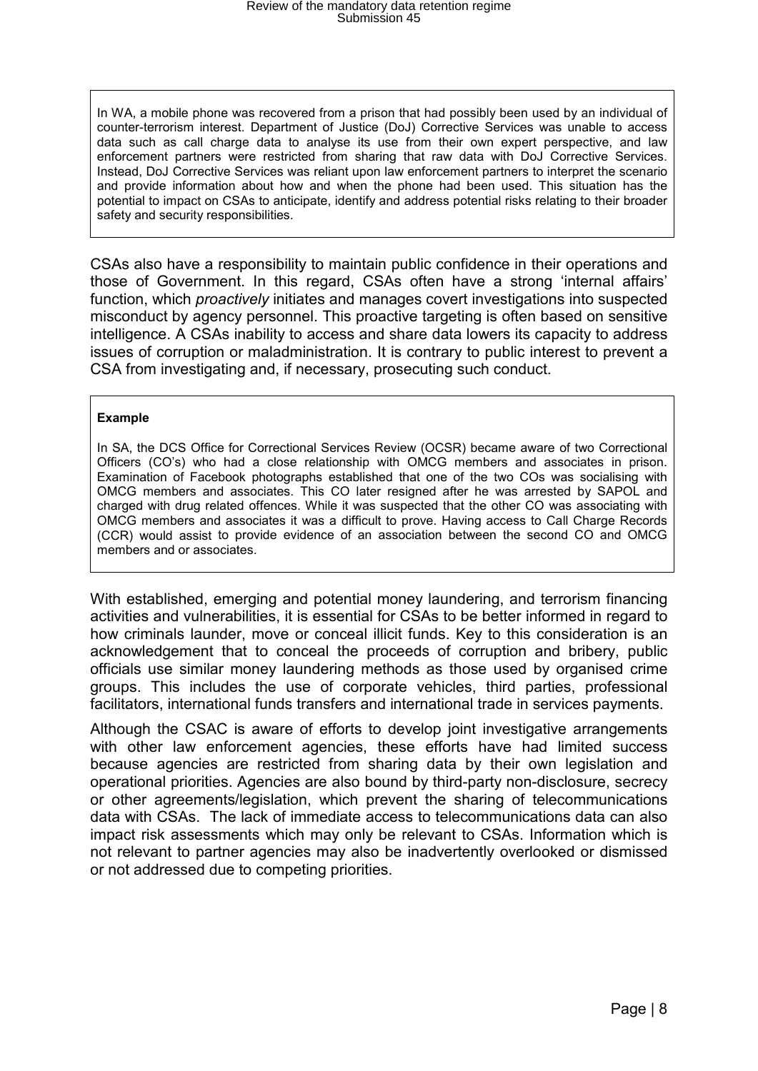> In WA, a mobile phone was recovered from a prison that had possibly been used by an individual of counter-terrorism interest. Department of Justice (DoJ) Corrective Services was unable to access data such as call charge data to analyse its use from their own expert perspective, and law enforcement partners were restricted from sharing that raw data with DoJ Corrective Services. Instead, DoJ Corrective Services was reliant upon law enforcement partners to interpret the scenario and provide information about how and when the phone had been used. This situation has the potential to impact on CSAs to anticipate, identify and address potential risks relating to their broader safety and security responsibilities.

CSAs also have a responsibility to maintain public confidence in their operations and those of Government. In this regard, CSAs often have a strong 'internal affairs' function, which *proactively* initiates and manages covert investigations into suspected misconduct by agency personnel. This proactive targeting is often based on sensitive intelligence. A CSAs inability to access and share data lowers its capacity to address issues of corruption or maladministration. It is contrary to public interest to prevent a CSA from investigating and, if necessary, prosecuting such conduct.

> **Example**
>
> In SA, the DCS Office for Correctional Services Review (OCSR) became aware of two Correctional Officers (CO's) who had a close relationship with OMCG members and associates in prison. Examination of Facebook photographs established that one of the two COs was socialising with OMCG members and associates. This CO later resigned after he was arrested by SAPOL and charged with drug related offences. While it was suspected that the other CO was associating with OMCG members and associates it was a difficult to prove. Having access to Call Charge Records (CCR) would assist to provide evidence of an association between the second CO and OMCG members and or associates.

With established, emerging and potential money laundering, and terrorism financing activities and vulnerabilities, it is essential for CSAs to be better informed in regard to how criminals launder, move or conceal illicit funds. Key to this consideration is an acknowledgement that to conceal the proceeds of corruption and bribery, public officials use similar money laundering methods as those used by organised crime groups. This includes the use of corporate vehicles, third parties, professional facilitators, international funds transfers and international trade in services payments.

Although the CSAC is aware of efforts to develop joint investigative arrangements with other law enforcement agencies, these efforts have had limited success because agencies are restricted from sharing data by their own legislation and operational priorities. Agencies are also bound by third-party non-disclosure, secrecy or other agreements/legislation, which prevent the sharing of telecommunications data with CSAs. The lack of immediate access to telecommunications data can also impact risk assessments which may only be relevant to CSAs. Information which is not relevant to partner agencies may also be inadvertently overlooked or dismissed or not addressed due to competing priorities.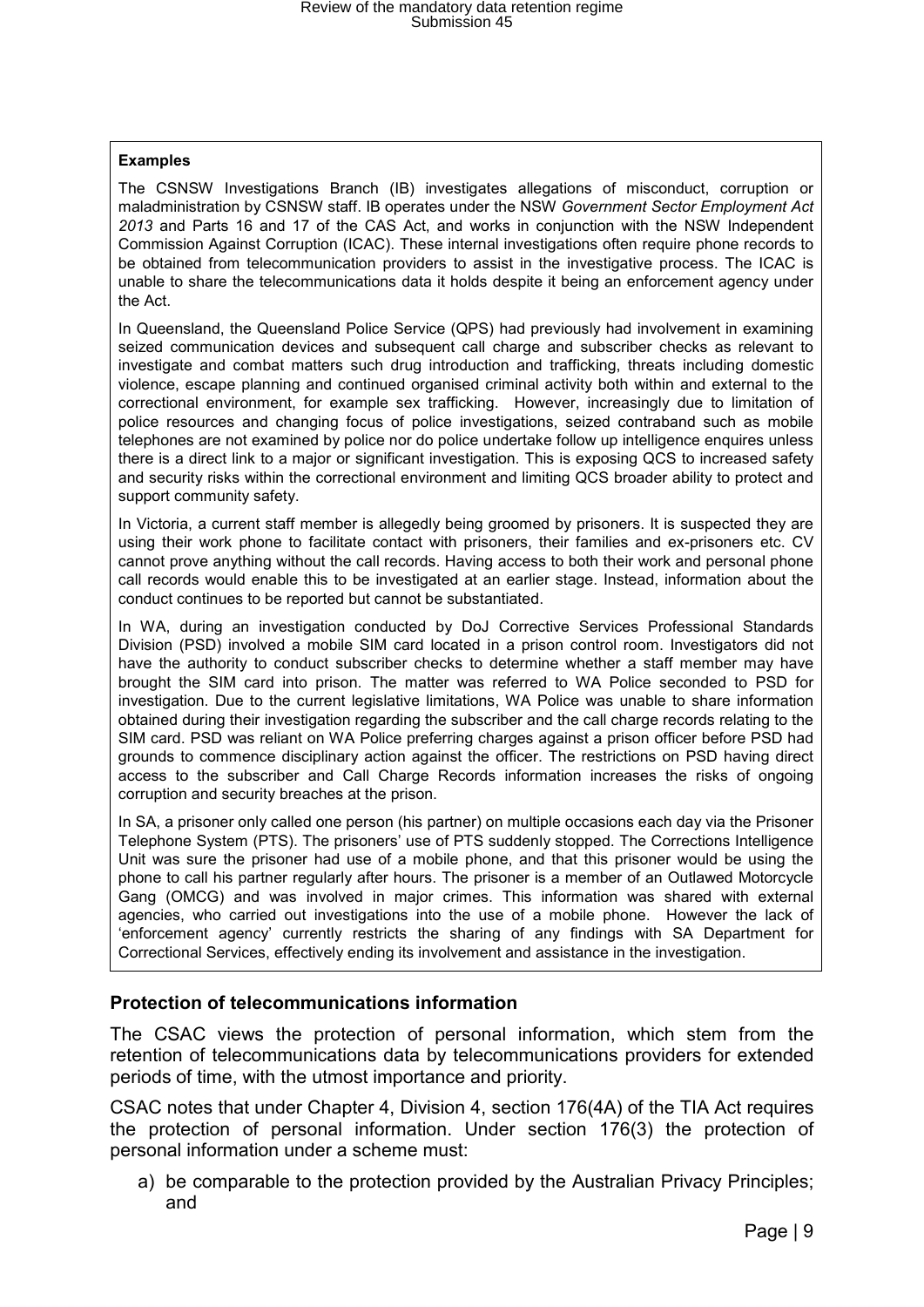**Examples**

The CSNSW Investigations Branch (IB) investigates allegations of misconduct, corruption or maladministration by CSNSW staff. IB operates under the NSW *Government Sector Employment Act 2013* and Parts 16 and 17 of the CAS Act, and works in conjunction with the NSW Independent Commission Against Corruption (ICAC). These internal investigations often require phone records to be obtained from telecommunication providers to assist in the investigative process. The ICAC is unable to share the telecommunications data it holds despite it being an enforcement agency under the Act.

In Queensland, the Queensland Police Service (QPS) had previously had involvement in examining seized communication devices and subsequent call charge and subscriber checks as relevant to investigate and combat matters such drug introduction and trafficking, threats including domestic violence, escape planning and continued organised criminal activity both within and external to the correctional environment, for example sex trafficking. However, increasingly due to limitation of police resources and changing focus of police investigations, seized contraband such as mobile telephones are not examined by police nor do police undertake follow up intelligence enquires unless there is a direct link to a major or significant investigation. This is exposing QCS to increased safety and security risks within the correctional environment and limiting QCS broader ability to protect and support community safety.

In Victoria, a current staff member is allegedly being groomed by prisoners. It is suspected they are using their work phone to facilitate contact with prisoners, their families and ex-prisoners etc. CV cannot prove anything without the call records. Having access to both their work and personal phone call records would enable this to be investigated at an earlier stage. Instead, information about the conduct continues to be reported but cannot be substantiated.

In WA, during an investigation conducted by DoJ Corrective Services Professional Standards Division (PSD) involved a mobile SIM card located in a prison control room. Investigators did not have the authority to conduct subscriber checks to determine whether a staff member may have brought the SIM card into prison. The matter was referred to WA Police seconded to PSD for investigation. Due to the current legislative limitations, WA Police was unable to share information obtained during their investigation regarding the subscriber and the call charge records relating to the SIM card. PSD was reliant on WA Police preferring charges against a prison officer before PSD had grounds to commence disciplinary action against the officer. The restrictions on PSD having direct access to the subscriber and Call Charge Records information increases the risks of ongoing corruption and security breaches at the prison.

In SA, a prisoner only called one person (his partner) on multiple occasions each day via the Prisoner Telephone System (PTS). The prisoners' use of PTS suddenly stopped. The Corrections Intelligence Unit was sure the prisoner had use of a mobile phone, and that this prisoner would be using the phone to call his partner regularly after hours. The prisoner is a member of an Outlawed Motorcycle Gang (OMCG) and was involved in major crimes. This information was shared with external agencies, who carried out investigations into the use of a mobile phone. However the lack of 'enforcement agency' currently restricts the sharing of any findings with SA Department for Correctional Services, effectively ending its involvement and assistance in the investigation.

## Protection of telecommunications information

The CSAC views the protection of personal information, which stem from the retention of telecommunications data by telecommunications providers for extended periods of time, with the utmost importance and priority.

CSAC notes that under Chapter 4, Division 4, section 176(4A) of the TIA Act requires the protection of personal information. Under section 176(3) the protection of personal information under a scheme must:

a) be comparable to the protection provided by the Australian Privacy Principles; and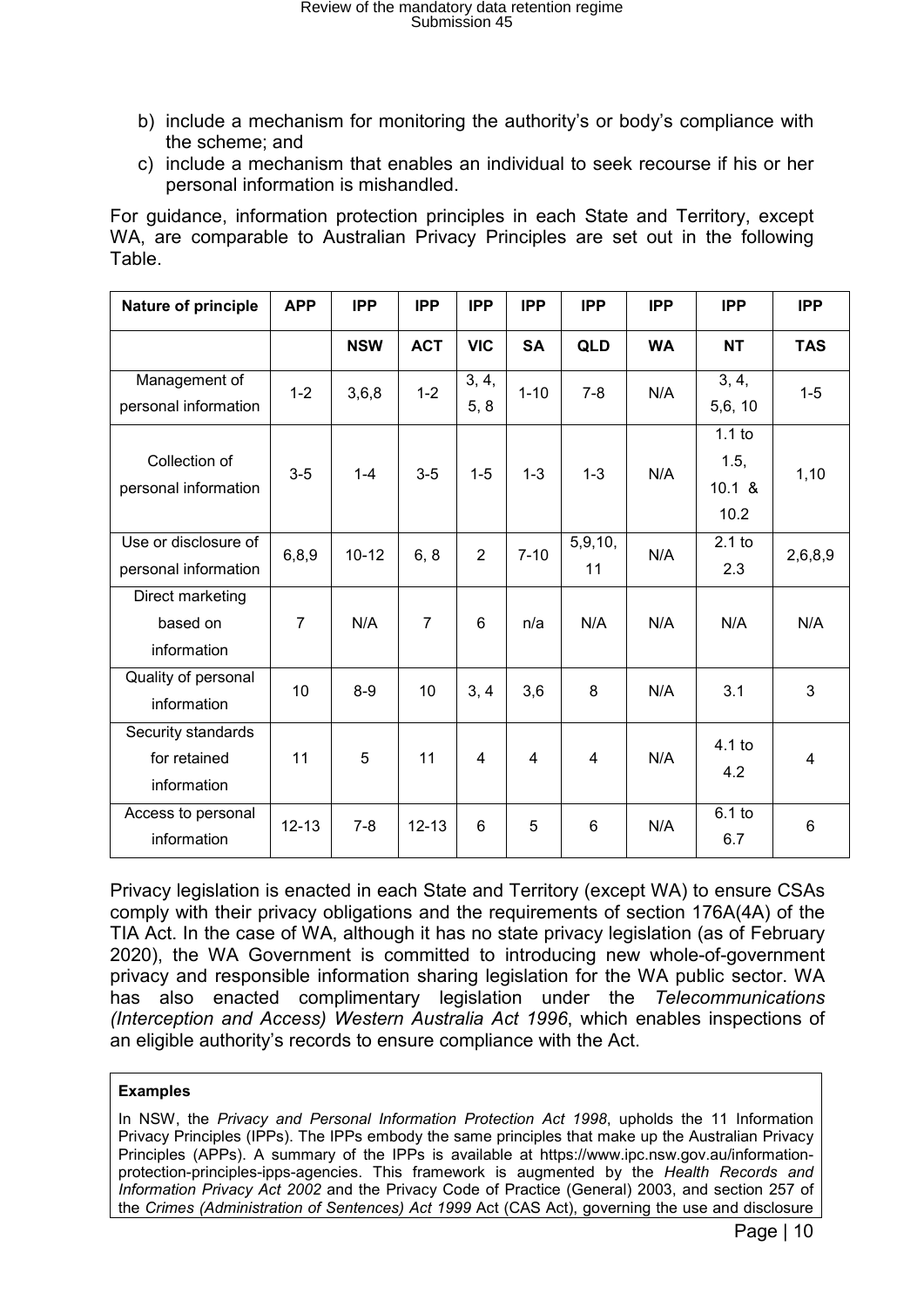b) include a mechanism for monitoring the authority's or body's compliance with the scheme; and
c) include a mechanism that enables an individual to seek recourse if his or her personal information is mishandled.

For guidance, information protection principles in each State and Territory, except WA, are comparable to Australian Privacy Principles are set out in the following Table.

| Nature of principle | APP | IPP | IPP | IPP | IPP | IPP | IPP | IPP | IPP |
|---|---|---|---|---|---|---|---|---|---|
| | | NSW | ACT | VIC | SA | QLD | WA | NT | TAS |
| Management of personal information | 1-2 | 3,6,8 | 1-2 | 3, 4, 5, 8 | 1-10 | 7-8 | N/A | 3, 4, 5,6, 10 | 1-5 |
| Collection of personal information | 3-5 | 1-4 | 3-5 | 1-5 | 1-3 | 1-3 | N/A | 1.1 to 1.5, 10.1 & 10.2 | 1,10 |
| Use or disclosure of personal information | 6,8,9 | 10-12 | 6, 8 | 2 | 7-10 | 5,9,10, 11 | N/A | 2.1 to 2.3 | 2,6,8,9 |
| Direct marketing based on information | 7 | N/A | 7 | 6 | n/a | N/A | N/A | N/A | N/A |
| Quality of personal information | 10 | 8-9 | 10 | 3, 4 | 3,6 | 8 | N/A | 3.1 | 3 |
| Security standards for retained information | 11 | 5 | 11 | 4 | 4 | 4 | N/A | 4.1 to 4.2 | 4 |
| Access to personal information | 12-13 | 7-8 | 12-13 | 6 | 5 | 6 | N/A | 6.1 to 6.7 | 6 |

Privacy legislation is enacted in each State and Territory (except WA) to ensure CSAs comply with their privacy obligations and the requirements of section 176A(4A) of the TIA Act. In the case of WA, although it has no state privacy legislation (as of February 2020), the WA Government is committed to introducing new whole-of-government privacy and responsible information sharing legislation for the WA public sector. WA has also enacted complimentary legislation under the *Telecommunications (Interception and Access) Western Australia Act 1996*, which enables inspections of an eligible authority's records to ensure compliance with the Act.

**Examples**

In NSW, the *Privacy and Personal Information Protection Act 1998*, upholds the 11 Information Privacy Principles (IPPs). The IPPs embody the same principles that make up the Australian Privacy Principles (APPs). A summary of the IPPs is available at https://www.ipc.nsw.gov.au/information-protection-principles-ipps-agencies. This framework is augmented by the *Health Records and Information Privacy Act 2002* and the Privacy Code of Practice (General) 2003, and section 257 of the *Crimes (Administration of Sentences) Act 1999* Act (CAS Act), governing the use and disclosure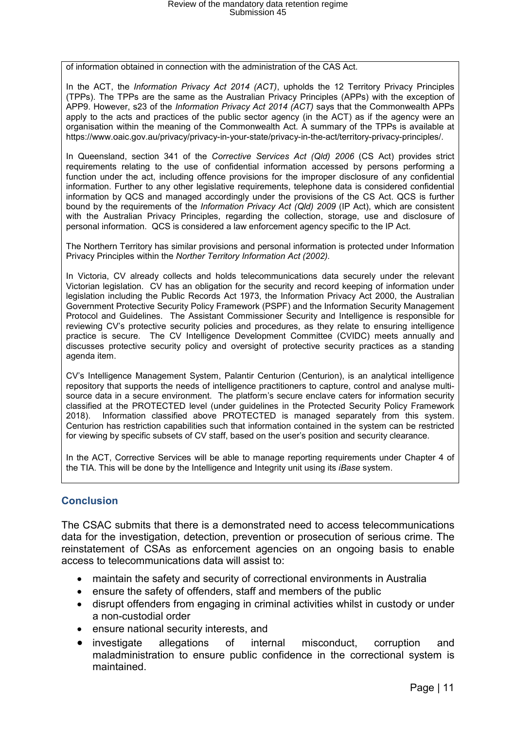of information obtained in connection with the administration of the CAS Act.

In the ACT, the *Information Privacy Act 2014 (ACT)*, upholds the 12 Territory Privacy Principles (TPPs). The TPPs are the same as the Australian Privacy Principles (APPs) with the exception of APP9. However, s23 of the *Information Privacy Act 2014 (ACT)* says that the Commonwealth APPs apply to the acts and practices of the public sector agency (in the ACT) as if the agency were an organisation within the meaning of the Commonwealth Act. A summary of the TPPs is available at https://www.oaic.gov.au/privacy/privacy-in-your-state/privacy-in-the-act/territory-privacy-principles/.

In Queensland, section 341 of the *Corrective Services Act (Qld) 2006* (CS Act) provides strict requirements relating to the use of confidential information accessed by persons performing a function under the act, including offence provisions for the improper disclosure of any confidential information. Further to any other legislative requirements, telephone data is considered confidential information by QCS and managed accordingly under the provisions of the CS Act. QCS is further bound by the requirements of the *Information Privacy Act (Qld) 2009* (IP Act), which are consistent with the Australian Privacy Principles, regarding the collection, storage, use and disclosure of personal information. QCS is considered a law enforcement agency specific to the IP Act.

The Northern Territory has similar provisions and personal information is protected under Information Privacy Principles within the *Norther Territory Information Act (2002).*

In Victoria, CV already collects and holds telecommunications data securely under the relevant Victorian legislation. CV has an obligation for the security and record keeping of information under legislation including the Public Records Act 1973, the Information Privacy Act 2000, the Australian Government Protective Security Policy Framework (PSPF) and the Information Security Management Protocol and Guidelines. The Assistant Commissioner Security and Intelligence is responsible for reviewing CV's protective security policies and procedures, as they relate to ensuring intelligence practice is secure. The CV Intelligence Development Committee (CVIDC) meets annually and discusses protective security policy and oversight of protective security practices as a standing agenda item.

CV's Intelligence Management System, Palantir Centurion (Centurion), is an analytical intelligence repository that supports the needs of intelligence practitioners to capture, control and analyse multi-source data in a secure environment. The platform's secure enclave caters for information security classified at the PROTECTED level (under guidelines in the Protected Security Policy Framework 2018). Information classified above PROTECTED is managed separately from this system. Centurion has restriction capabilities such that information contained in the system can be restricted for viewing by specific subsets of CV staff, based on the user's position and security clearance.

In the ACT, Corrective Services will be able to manage reporting requirements under Chapter 4 of the TIA. This will be done by the Intelligence and Integrity unit using its *iBase* system.

## Conclusion

The CSAC submits that there is a demonstrated need to access telecommunications data for the investigation, detection, prevention or prosecution of serious crime. The reinstatement of CSAs as enforcement agencies on an ongoing basis to enable access to telecommunications data will assist to:

- maintain the safety and security of correctional environments in Australia
- ensure the safety of offenders, staff and members of the public
- disrupt offenders from engaging in criminal activities whilst in custody or under a non-custodial order
- ensure national security interests, and
- investigate allegations of internal misconduct, corruption and maladministration to ensure public confidence in the correctional system is maintained.